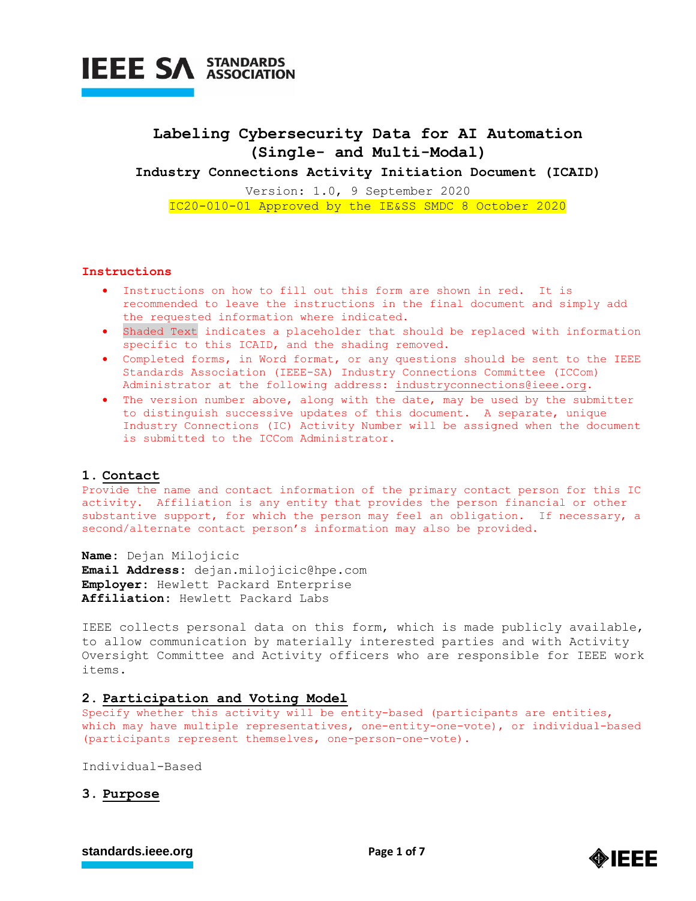# Labeling Cybersecurity Data for AI Automation (Single- and Multi-Modal)

**Industry Connections Activity Initiation Document (ICAID)**

Version: 1.0, 9 September 2020

IC20-010-01 Approved by the IE&SS SMDC 8 October 2020

**Instructions**

- Instructions on how to fill out this form are shown in red. It is recommended to leave the instructions in the final document and simply add the requested information where indicated.
- Shaded Text indicates a placeholder that should be replaced with information specific to this ICAID, and the shading removed.
- Completed forms, in Word format, or any questions should be sent to the IEEE Standards Association (IEEE-SA) Industry Connections Committee (ICCom) Administrator at the following address: industryconnections@ieee.org.
- The version number above, along with the date, may be used by the submitter to distinguish successive updates of this document. A separate, unique Industry Connections (IC) Activity Number will be assigned when the document is submitted to the ICCom Administrator.

## 1. Contact

Provide the name and contact information of the primary contact person for this IC activity. Affiliation is any entity that provides the person financial or other substantive support, for which the person may feel an obligation. If necessary, a second/alternate contact person's information may also be provided.

**Name:** Dejan Milojicic
**Email Address:** dejan.milojicic@hpe.com
**Employer:** Hewlett Packard Enterprise
**Affiliation:** Hewlett Packard Labs

IEEE collects personal data on this form, which is made publicly available, to allow communication by materially interested parties and with Activity Oversight Committee and Activity officers who are responsible for IEEE work items.

## 2. Participation and Voting Model

Specify whether this activity will be entity-based (participants are entities, which may have multiple representatives, one-entity-one-vote), or individual-based (participants represent themselves, one-person-one-vote).

Individual-Based

## 3. Purpose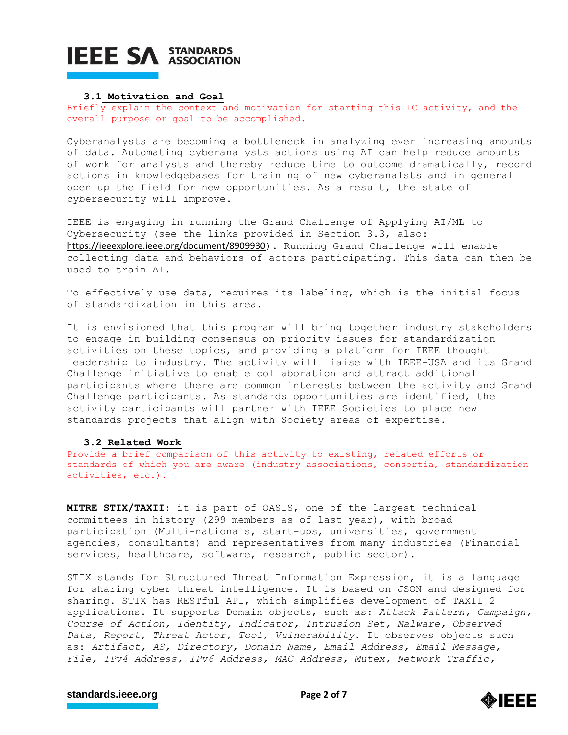### 3.1 Motivation and Goal

Briefly explain the context and motivation for starting this IC activity, and the overall purpose or goal to be accomplished.

Cyberanalysts are becoming a bottleneck in analyzing ever increasing amounts of data. Automating cyberanalysts actions using AI can help reduce amounts of work for analysts and thereby reduce time to outcome dramatically, record actions in knowledgebases for training of new cyberanalsts and in general open up the field for new opportunities. As a result, the state of cybersecurity will improve.

IEEE is engaging in running the Grand Challenge of Applying AI/ML to Cybersecurity (see the links provided in Section 3.3, also: https://ieeexplore.ieee.org/document/8909930). Running Grand Challenge will enable collecting data and behaviors of actors participating. This data can then be used to train AI.

To effectively use data, requires its labeling, which is the initial focus of standardization in this area.

It is envisioned that this program will bring together industry stakeholders to engage in building consensus on priority issues for standardization activities on these topics, and providing a platform for IEEE thought leadership to industry. The activity will liaise with IEEE-USA and its Grand Challenge initiative to enable collaboration and attract additional participants where there are common interests between the activity and Grand Challenge participants. As standards opportunities are identified, the activity participants will partner with IEEE Societies to place new standards projects that align with Society areas of expertise.

### 3.2 Related Work

Provide a brief comparison of this activity to existing, related efforts or standards of which you are aware (industry associations, consortia, standardization activities, etc.).

**MITRE STIX/TAXII**: it is part of OASIS, one of the largest technical committees in history (299 members as of last year), with broad participation (Multi-nationals, start-ups, universities, government agencies, consultants) and representatives from many industries (Financial services, healthcare, software, research, public sector).

STIX stands for Structured Threat Information Expression, it is a language for sharing cyber threat intelligence. It is based on JSON and designed for sharing. STIX has RESTful API, which simplifies development of TAXII 2 applications. It supports Domain objects, such as: *Attack Pattern, Campaign, Course of Action, Identity, Indicator, Intrusion Set, Malware, Observed Data, Report, Threat Actor, Tool, Vulnerability*. It observes objects such as: *Artifact, AS, Directory, Domain Name, Email Address, Email Message, File, IPv4 Address, IPv6 Address, MAC Address, Mutex, Network Traffic,*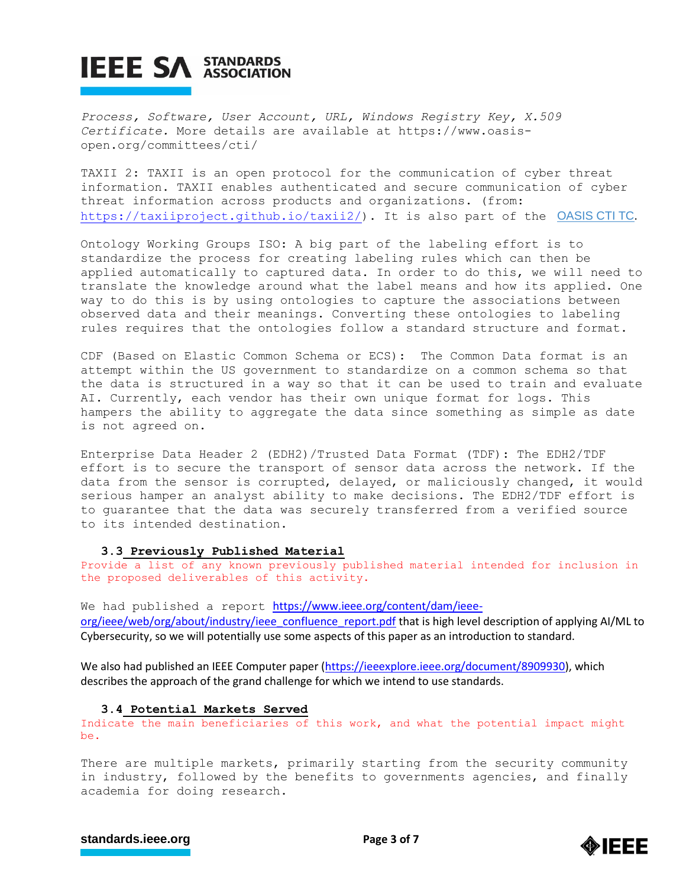*Process, Software, User Account, URL, Windows Registry Key, X.509 Certificate.* More details are available at https://www.oasis-open.org/committees/cti/

TAXII 2: TAXII is an open protocol for the communication of cyber threat information. TAXII enables authenticated and secure communication of cyber threat information across products and organizations. (from: https://taxiiproject.github.io/taxii2/). It is also part of the OASIS CTI TC.

Ontology Working Groups ISO: A big part of the labeling effort is to standardize the process for creating labeling rules which can then be applied automatically to captured data. In order to do this, we will need to translate the knowledge around what the label means and how its applied. One way to do this is by using ontologies to capture the associations between observed data and their meanings. Converting these ontologies to labeling rules requires that the ontologies follow a standard structure and format.

CDF (Based on Elastic Common Schema or ECS): The Common Data format is an attempt within the US government to standardize on a common schema so that the data is structured in a way so that it can be used to train and evaluate AI. Currently, each vendor has their own unique format for logs. This hampers the ability to aggregate the data since something as simple as date is not agreed on.

Enterprise Data Header 2 (EDH2)/Trusted Data Format (TDF): The EDH2/TDF effort is to secure the transport of sensor data across the network. If the data from the sensor is corrupted, delayed, or maliciously changed, it would serious hamper an analyst ability to make decisions. The EDH2/TDF effort is to guarantee that the data was securely transferred from a verified source to its intended destination.

### 3.3 Previously Published Material

Provide a list of any known previously published material intended for inclusion in the proposed deliverables of this activity.

We had published a report https://www.ieee.org/content/dam/ieee-org/ieee/web/org/about/industry/ieee_confluence_report.pdf that is high level description of applying AI/ML to Cybersecurity, so we will potentially use some aspects of this paper as an introduction to standard.

We also had published an IEEE Computer paper (https://ieeexplore.ieee.org/document/8909930), which describes the approach of the grand challenge for which we intend to use standards.

### 3.4 Potential Markets Served

Indicate the main beneficiaries of this work, and what the potential impact might be.

There are multiple markets, primarily starting from the security community in industry, followed by the benefits to governments agencies, and finally academia for doing research.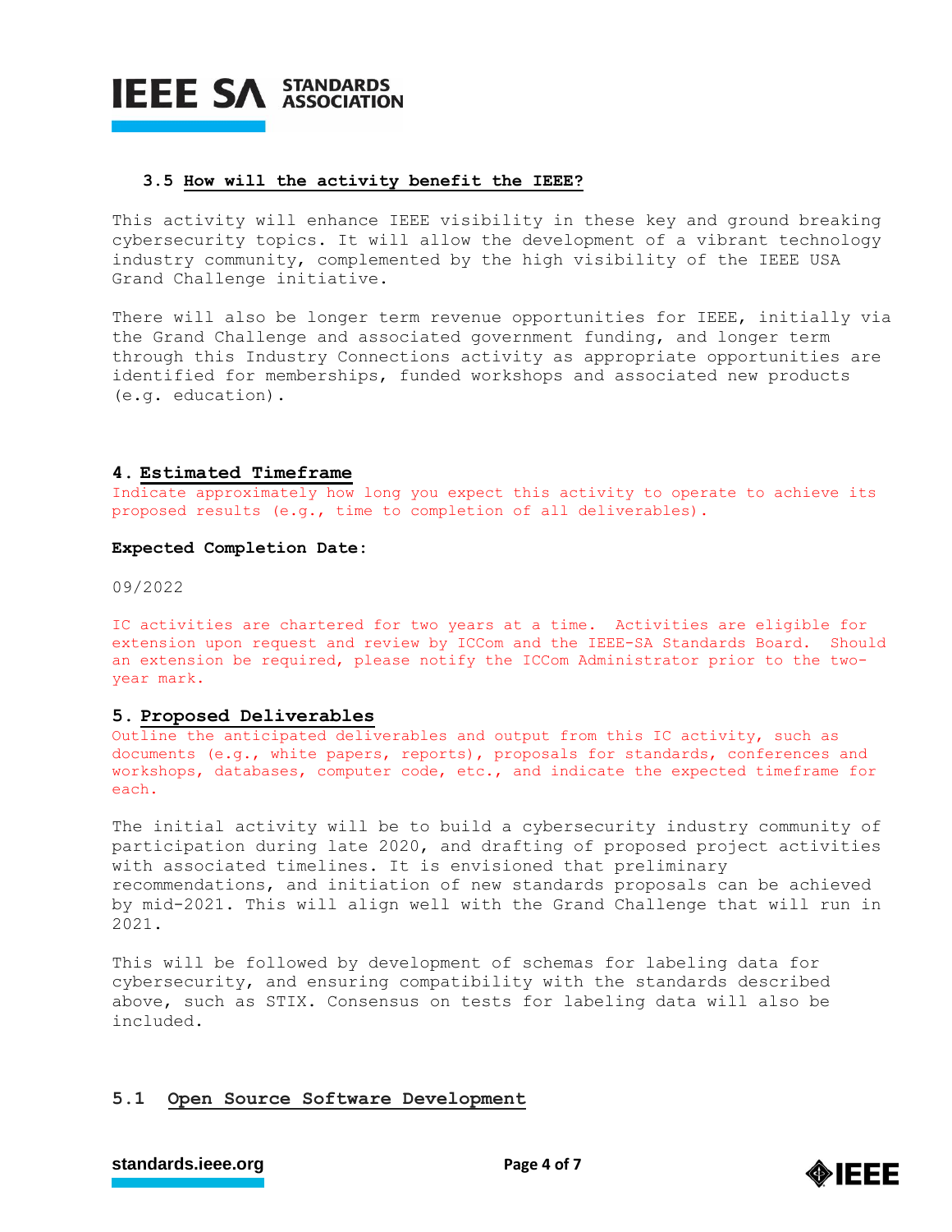### 3.5 How will the activity benefit the IEEE?

This activity will enhance IEEE visibility in these key and ground breaking cybersecurity topics. It will allow the development of a vibrant technology industry community, complemented by the high visibility of the IEEE USA Grand Challenge initiative.

There will also be longer term revenue opportunities for IEEE, initially via the Grand Challenge and associated government funding, and longer term through this Industry Connections activity as appropriate opportunities are identified for memberships, funded workshops and associated new products (e.g. education).

## 4. Estimated Timeframe

Indicate approximately how long you expect this activity to operate to achieve its proposed results (e.g., time to completion of all deliverables).

**Expected Completion Date:**

09/2022

IC activities are chartered for two years at a time. Activities are eligible for extension upon request and review by ICCom and the IEEE-SA Standards Board. Should an extension be required, please notify the ICCom Administrator prior to the two-year mark.

## 5. Proposed Deliverables

Outline the anticipated deliverables and output from this IC activity, such as documents (e.g., white papers, reports), proposals for standards, conferences and workshops, databases, computer code, etc., and indicate the expected timeframe for each.

The initial activity will be to build a cybersecurity industry community of participation during late 2020, and drafting of proposed project activities with associated timelines. It is envisioned that preliminary recommendations, and initiation of new standards proposals can be achieved by mid-2021. This will align well with the Grand Challenge that will run in 2021.

This will be followed by development of schemas for labeling data for cybersecurity, and ensuring compatibility with the standards described above, such as STIX. Consensus on tests for labeling data will also be included.

### 5.1 Open Source Software Development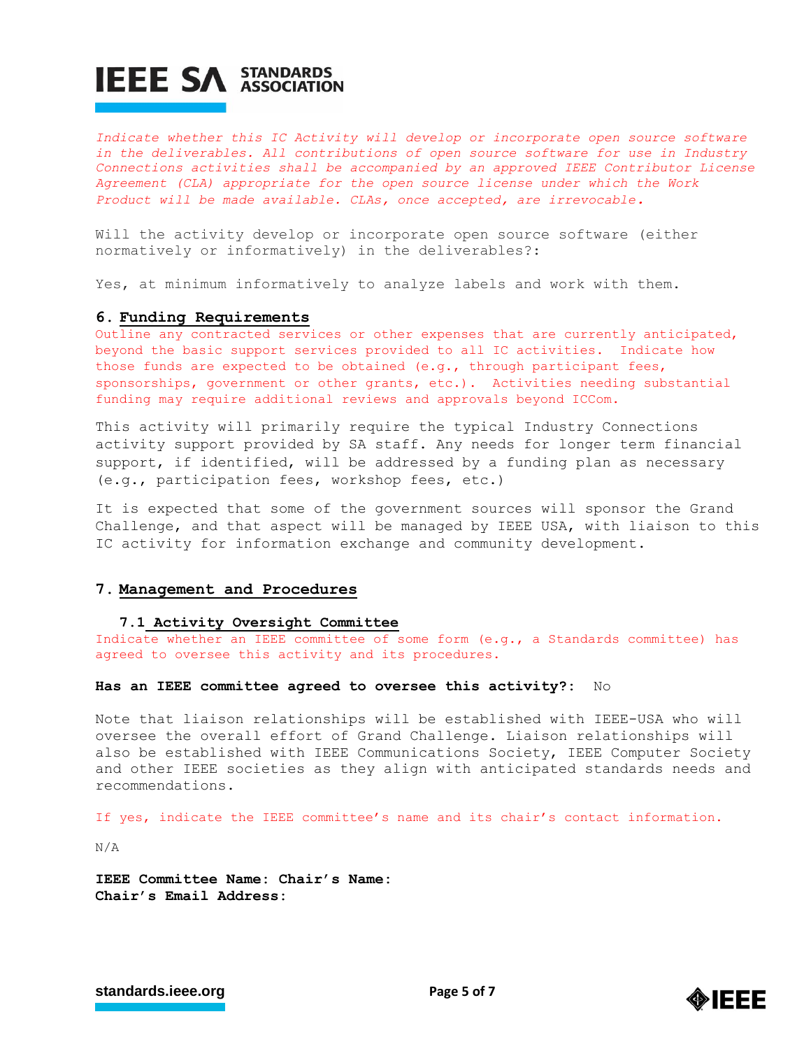*Indicate whether this IC Activity will develop or incorporate open source software in the deliverables. All contributions of open source software for use in Industry Connections activities shall be accompanied by an approved IEEE Contributor License Agreement (CLA) appropriate for the open source license under which the Work Product will be made available. CLAs, once accepted, are irrevocable.*

Will the activity develop or incorporate open source software (either normatively or informatively) in the deliverables?:

Yes, at minimum informatively to analyze labels and work with them.

## 6. Funding Requirements

Outline any contracted services or other expenses that are currently anticipated, beyond the basic support services provided to all IC activities. Indicate how those funds are expected to be obtained (e.g., through participant fees, sponsorships, government or other grants, etc.). Activities needing substantial funding may require additional reviews and approvals beyond ICCom.

This activity will primarily require the typical Industry Connections activity support provided by SA staff. Any needs for longer term financial support, if identified, will be addressed by a funding plan as necessary (e.g., participation fees, workshop fees, etc.)

It is expected that some of the government sources will sponsor the Grand Challenge, and that aspect will be managed by IEEE USA, with liaison to this IC activity for information exchange and community development.

## 7. Management and Procedures

### 7.1 Activity Oversight Committee

Indicate whether an IEEE committee of some form (e.g., a Standards committee) has agreed to oversee this activity and its procedures.

**Has an IEEE committee agreed to oversee this activity?:** No

Note that liaison relationships will be established with IEEE-USA who will oversee the overall effort of Grand Challenge. Liaison relationships will also be established with IEEE Communications Society, IEEE Computer Society and other IEEE societies as they align with anticipated standards needs and recommendations.

If yes, indicate the IEEE committee's name and its chair's contact information.

N/A

**IEEE Committee Name: Chair's Name:**
**Chair's Email Address:**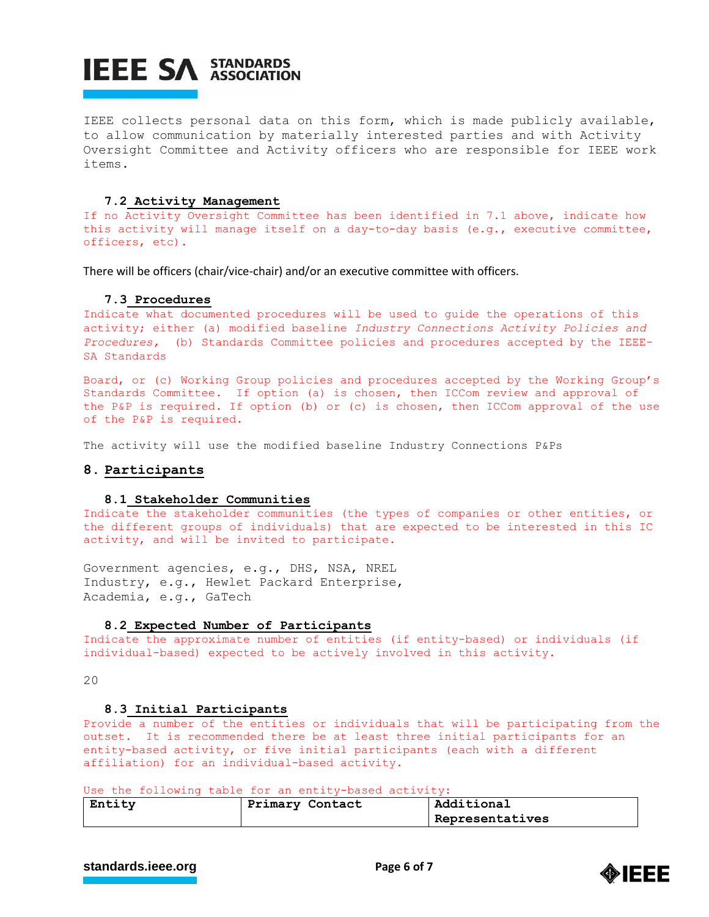IEEE collects personal data on this form, which is made publicly available, to allow communication by materially interested parties and with Activity Oversight Committee and Activity officers who are responsible for IEEE work items.

### 7.2 Activity Management

If no Activity Oversight Committee has been identified in 7.1 above, indicate how this activity will manage itself on a day-to-day basis (e.g., executive committee, officers, etc).

There will be officers (chair/vice-chair) and/or an executive committee with officers.

### 7.3 Procedures

Indicate what documented procedures will be used to guide the operations of this activity; either (a) modified baseline *Industry Connections Activity Policies and Procedures,* (b) Standards Committee policies and procedures accepted by the IEEE-SA Standards

Board, or (c) Working Group policies and procedures accepted by the Working Group's Standards Committee. If option (a) is chosen, then ICCom review and approval of the P&P is required. If option (b) or (c) is chosen, then ICCom approval of the use of the P&P is required.

The activity will use the modified baseline Industry Connections P&Ps

## 8. Participants

### 8.1 Stakeholder Communities

Indicate the stakeholder communities (the types of companies or other entities, or the different groups of individuals) that are expected to be interested in this IC activity, and will be invited to participate.

Government agencies, e.g., DHS, NSA, NREL
Industry, e.g., Hewlet Packard Enterprise,
Academia, e.g., GaTech

### 8.2 Expected Number of Participants

Indicate the approximate number of entities (if entity-based) or individuals (if individual-based) expected to be actively involved in this activity.

20

### 8.3 Initial Participants

Provide a number of the entities or individuals that will be participating from the outset. It is recommended there be at least three initial participants for an entity-based activity, or five initial participants (each with a different affiliation) for an individual-based activity.

Use the following table for an entity-based activity:

| Entity | Primary Contact | Additional Representatives |
| --- | --- | --- |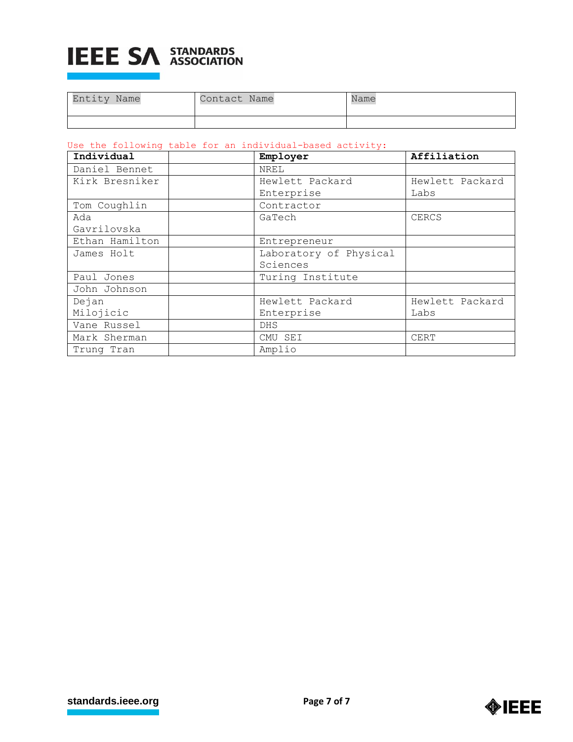| Entity Name | Contact Name | Name |
|---|---|---|
| | | |

Use the following table for an individual-based activity:

| **Individual** | | **Employer** | **Affiliation** |
|---|---|---|---|
| Daniel Bennet | | NREL | |
| Kirk Bresniker | | Hewlett Packard Enterprise | Hewlett Packard Labs |
| Tom Coughlin | | Contractor | |
| Ada Gavrilovska | | GaTech | CERCS |
| Ethan Hamilton | | Entrepreneur | |
| James Holt | | Laboratory of Physical Sciences | |
| Paul Jones | | Turing Institute | |
| John Johnson | | | |
| Dejan Milojicic | | Hewlett Packard Enterprise | Hewlett Packard Labs |
| Vane Russel | | DHS | |
| Mark Sherman | | CMU SEI | CERT |
| Trung Tran | | Amplio | |